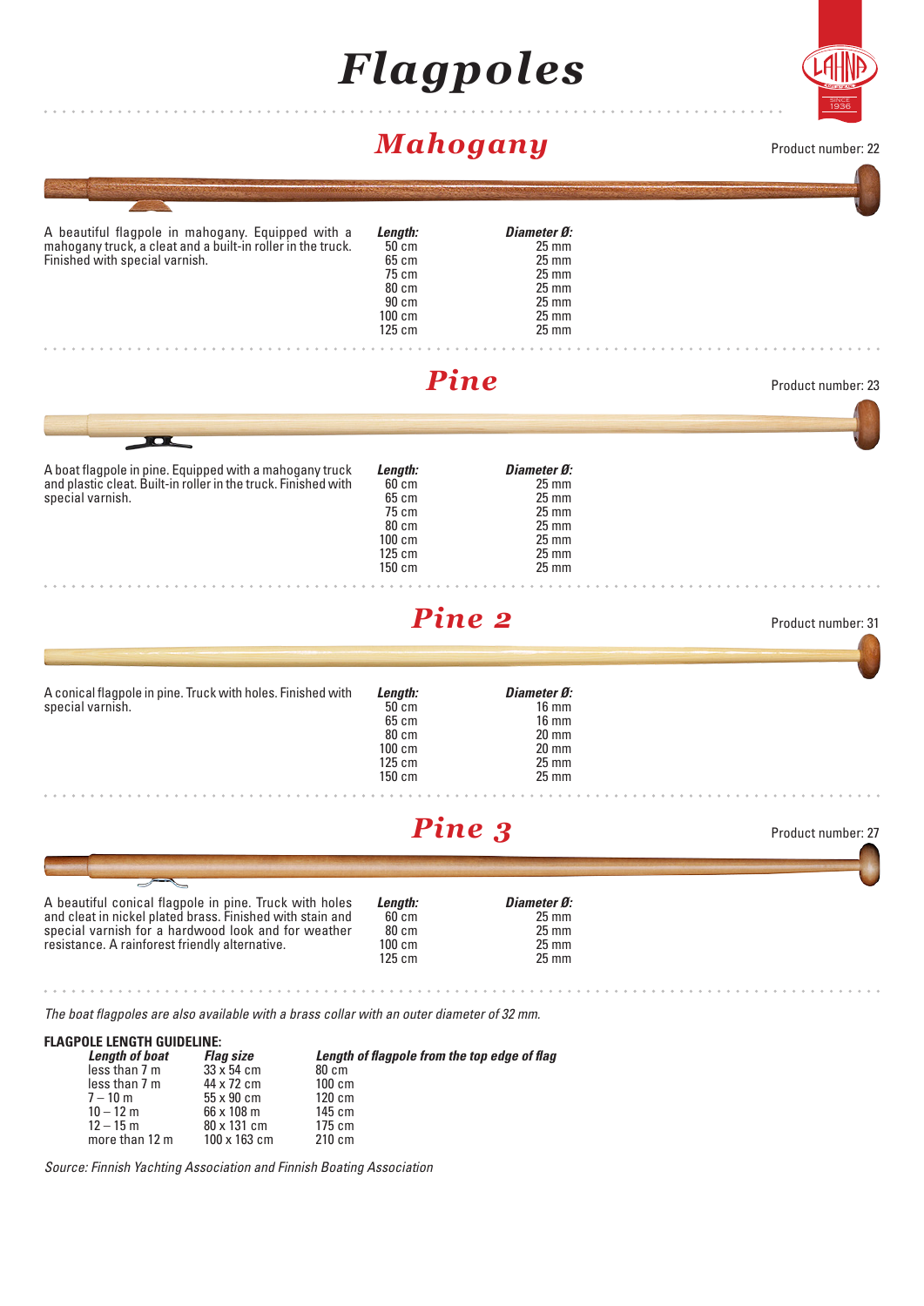# Flagpoles

## Mahogany

Product number: 22

A beautiful flagpole in mahogany. Equipped with a mahogany truck, a cleat and a built-in roller in the truck. Finished with special varnish.

| *Length:* | *Diameter Ø:* |
|---|---|
| 50 cm | 25 mm |
| 65 cm | 25 mm |
| 75 cm | 25 mm |
| 80 cm | 25 mm |
| 90 cm | 25 mm |
| 100 cm | 25 mm |
| 125 cm | 25 mm |

## Pine

Product number: 23

A boat flagpole in pine. Equipped with a mahogany truck and plastic cleat. Built-in roller in the truck. Finished with special varnish.

| *Length:* | *Diameter Ø:* |
|---|---|
| 60 cm | 25 mm |
| 65 cm | 25 mm |
| 75 cm | 25 mm |
| 80 cm | 25 mm |
| 100 cm | 25 mm |
| 125 cm | 25 mm |
| 150 cm | 25 mm |

## Pine 2

Product number: 31

A conical flagpole in pine. Truck with holes. Finished with special varnish.

| *Length:* | *Diameter Ø:* |
|---|---|
| 50 cm | 16 mm |
| 65 cm | 16 mm |
| 80 cm | 20 mm |
| 100 cm | 20 mm |
| 125 cm | 25 mm |
| 150 cm | 25 mm |

## Pine 3

Product number: 27

A beautiful conical flagpole in pine. Truck with holes and cleat in nickel plated brass. Finished with stain and special varnish for a hardwood look and for weather resistance. A rainforest friendly alternative.

| *Length:* | *Diameter Ø:* |
|---|---|
| 60 cm | 25 mm |
| 80 cm | 25 mm |
| 100 cm | 25 mm |
| 125 cm | 25 mm |

*The boat flagpoles are also available with a brass collar with an outer diameter of 32 mm.*

**FLAGPOLE LENGTH GUIDELINE:**

| *Length of boat* | *Flag size* | *Length of flagpole from the top edge of flag* |
|---|---|---|
| less than 7 m | 33 x 54 cm | 80 cm |
| less than 7 m | 44 x 72 cm | 100 cm |
| 7 – 10 m | 55 x 90 cm | 120 cm |
| 10 – 12 m | 66 x 108 m | 145 cm |
| 12 – 15 m | 80 x 131 cm | 175 cm |
| more than 12 m | 100 x 163 cm | 210 cm |

*Source: Finnish Yachting Association and Finnish Boating Association*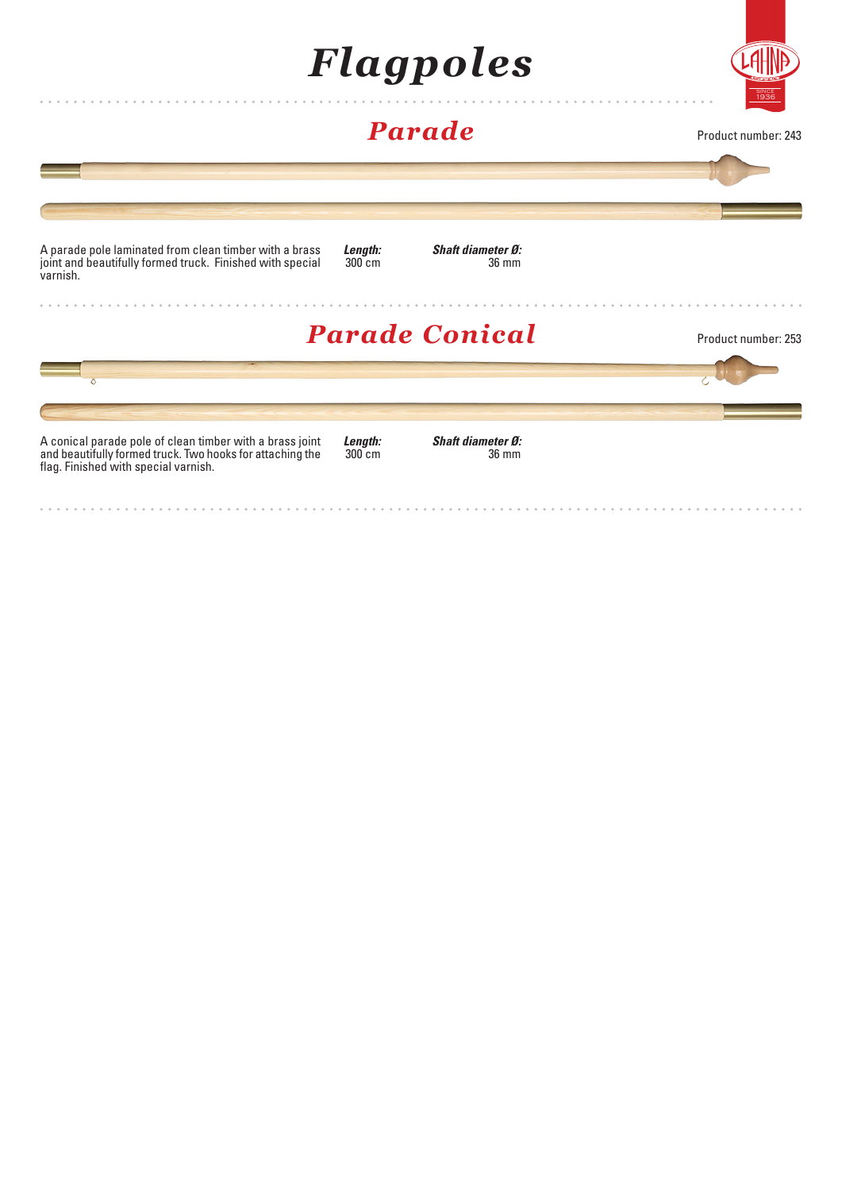# Flagpoles

## Parade

Product number: 243

A parade pole laminated from clean timber with a brass joint and beautifully formed truck. Finished with special varnish.

***Length:*** 300 cm

***Shaft diameter Ø:*** 36 mm

## Parade Conical

Product number: 253

A conical parade pole of clean timber with a brass joint and beautifully formed truck. Two hooks for attaching the flag. Finished with special varnish.

***Length:*** 300 cm

***Shaft diameter Ø:*** 36 mm